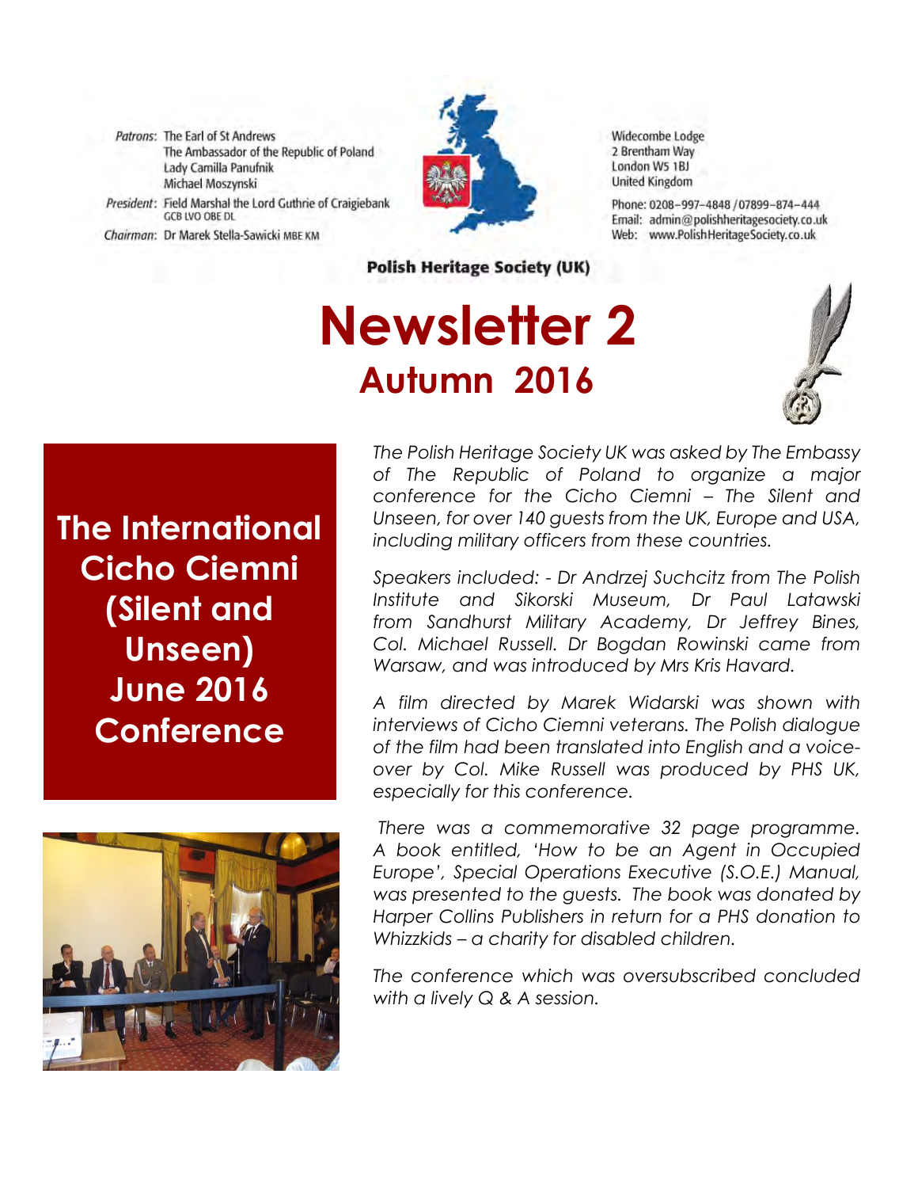*Patrons*: The Earl of St Andrews
The Ambassador of the Republic of Poland
Lady Camilla Panufnik
Michael Moszynski

*President*: Field Marshal the Lord Guthrie of Craigiebank GCB LVO OBE DL

*Chairman*: Dr Marek Stella-Sawicki MBE KM

Widecombe Lodge
2 Brentham Way
London W5 1BJ
United Kingdom

Phone: 0208-997-4848 / 07899-874-444
Email: admin@polishheritagesociety.co.uk
Web: www.PolishHeritageSociety.co.uk

**Polish Heritage Society (UK)**

# Newsletter 2

## Autumn 2016

## The International Cicho Ciemni (Silent and Unseen) June 2016 Conference

*The Polish Heritage Society UK was asked by The Embassy of The Republic of Poland to organize a major conference for the Cicho Ciemni – The Silent and Unseen, for over 140 guests from the UK, Europe and USA, including military officers from these countries.*

*Speakers included: - Dr Andrzej Suchcitz from The Polish Institute and Sikorski Museum, Dr Paul Latawski from Sandhurst Military Academy, Dr Jeffrey Bines, Col. Michael Russell. Dr Bogdan Rowinski came from Warsaw, and was introduced by Mrs Kris Havard.*

*A film directed by Marek Widarski was shown with interviews of Cicho Ciemni veterans. The Polish dialogue of the film had been translated into English and a voice-over by Col. Mike Russell was produced by PHS UK, especially for this conference.*

*There was a commemorative 32 page programme. A book entitled, 'How to be an Agent in Occupied Europe', Special Operations Executive (S.O.E.) Manual, was presented to the guests. The book was donated by Harper Collins Publishers in return for a PHS donation to Whizzkids – a charity for disabled children.*

*The conference which was oversubscribed concluded with a lively Q & A session.*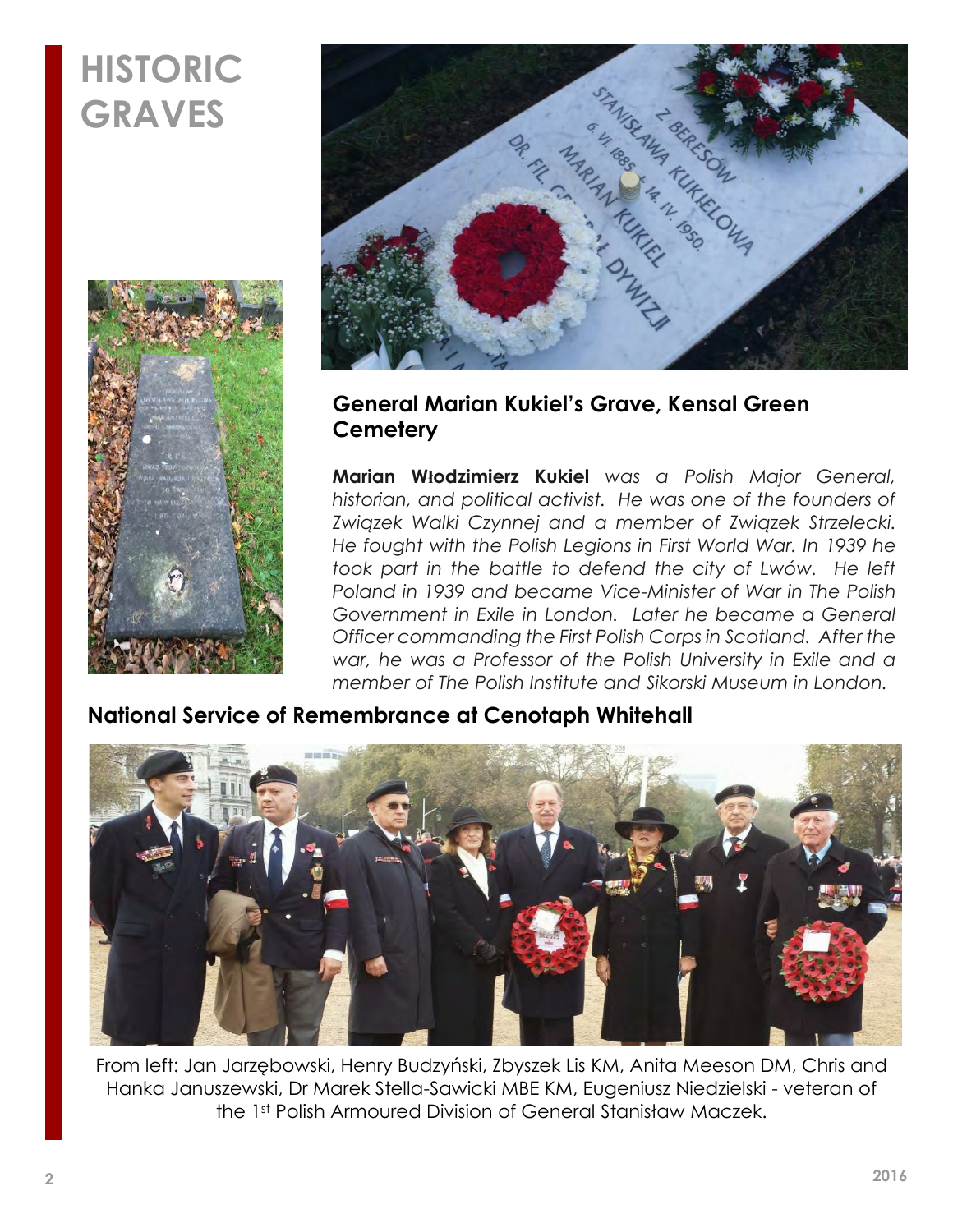# HISTORIC GRAVES

## General Marian Kukiel's Grave, Kensal Green Cemetery

**Marian Włodzimierz Kukiel** *was a Polish Major General, historian, and political activist. He was one of the founders of Związek Walki Czynnej and a member of Związek Strzelecki. He fought with the Polish Legions in First World War. In 1939 he took part in the battle to defend the city of Lwów. He left Poland in 1939 and became Vice-Minister of War in The Polish Government in Exile in London. Later he became a General Officer commanding the First Polish Corps in Scotland. After the war, he was a Professor of the Polish University in Exile and a member of The Polish Institute and Sikorski Museum in London.*

## National Service of Remembrance at Cenotaph Whitehall

From left: Jan Jarzębowski, Henry Budzyński, Zbyszek Lis KM, Anita Meeson DM, Chris and Hanka Januszewski, Dr Marek Stella-Sawicki MBE KM, Eugeniusz Niedzielski - veteran of the 1st Polish Armoured Division of General Stanisław Maczek.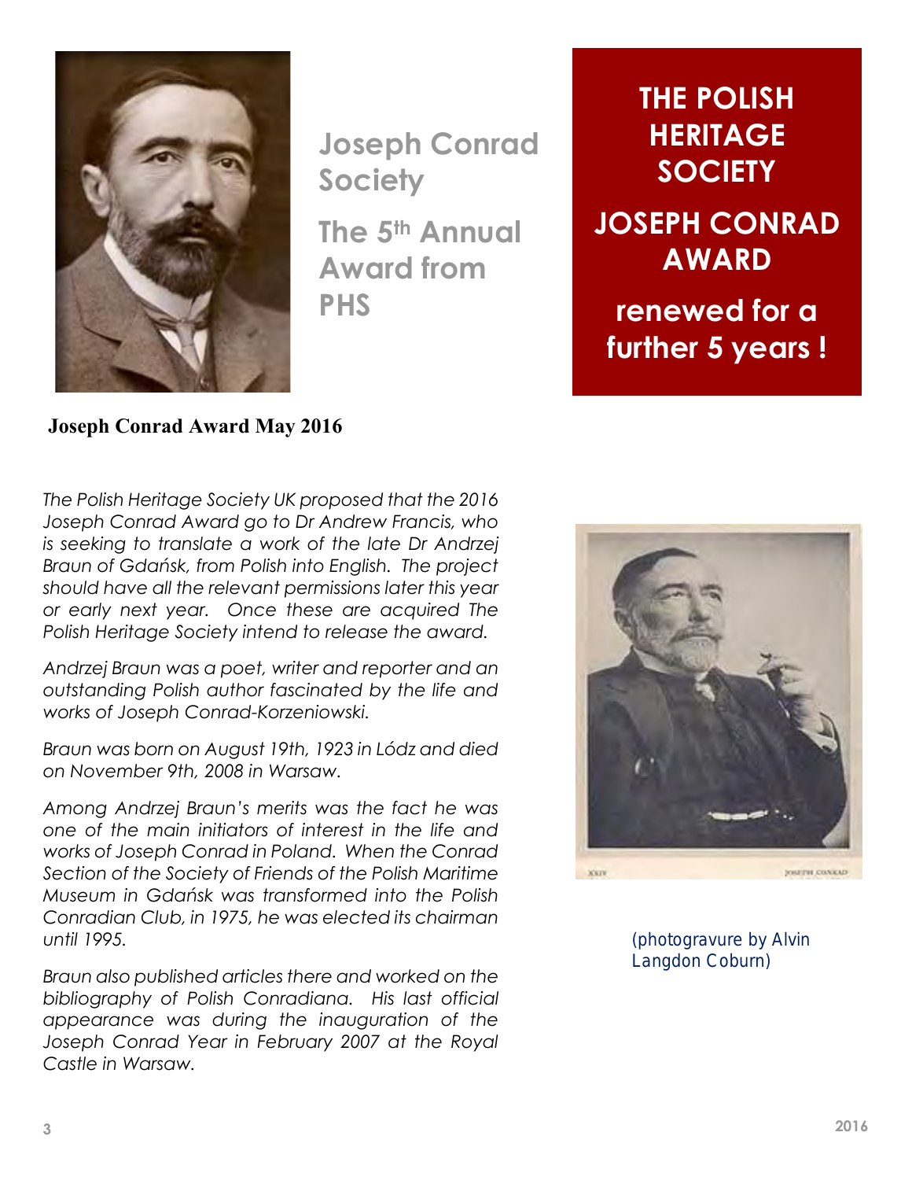## Joseph Conrad Society

## The 5th Annual Award from PHS

**THE POLISH HERITAGE SOCIETY**

**JOSEPH CONRAD AWARD**

**renewed for a further 5 years !**

**Joseph Conrad Award May 2016**

*The Polish Heritage Society UK proposed that the 2016 Joseph Conrad Award go to Dr Andrew Francis, who is seeking to translate a work of the late Dr Andrzej Braun of Gdańsk, from Polish into English. The project should have all the relevant permissions later this year or early next year. Once these are acquired The Polish Heritage Society intend to release the award.*

*Andrzej Braun was a poet, writer and reporter and an outstanding Polish author fascinated by the life and works of Joseph Conrad-Korzeniowski.*

*Braun was born on August 19th, 1923 in Lódz and died on November 9th, 2008 in Warsaw.*

*Among Andrzej Braun's merits was the fact he was one of the main initiators of interest in the life and works of Joseph Conrad in Poland. When the Conrad Section of the Society of Friends of the Polish Maritime Museum in Gdańsk was transformed into the Polish Conradian Club, in 1975, he was elected its chairman until 1995.*

*Braun also published articles there and worked on the bibliography of Polish Conradiana. His last official appearance was during the inauguration of the Joseph Conrad Year in February 2007 at the Royal Castle in Warsaw.*

(photogravure by Alvin Langdon Coburn)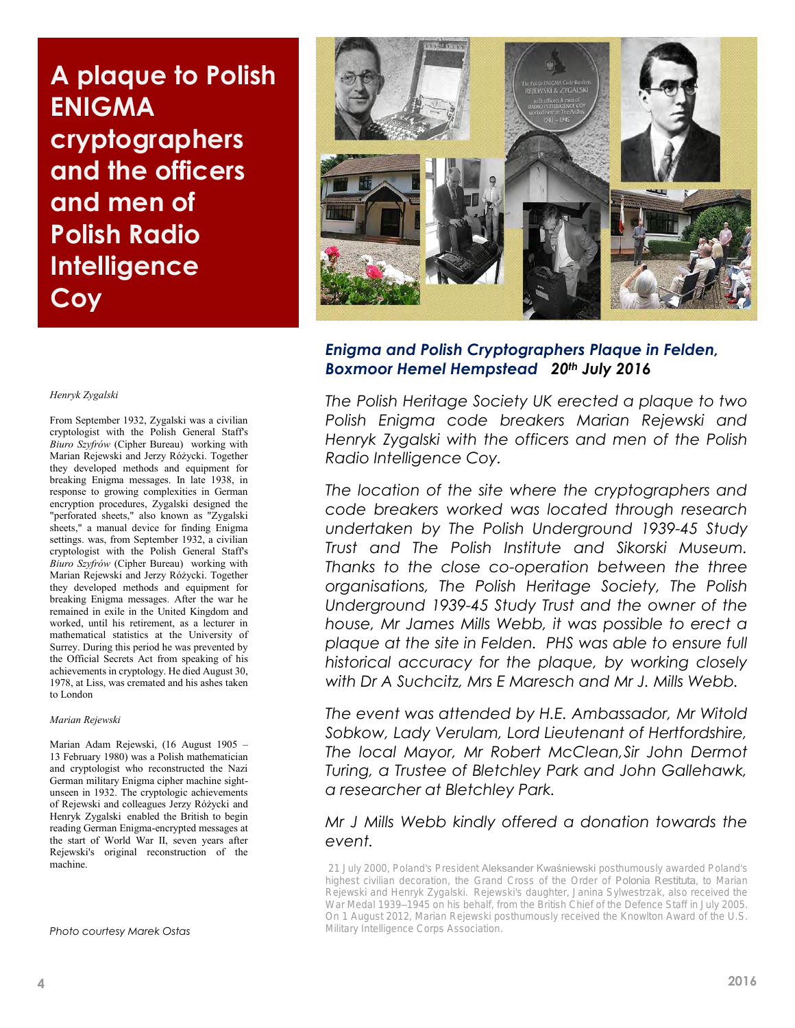# A plaque to Polish ENIGMA cryptographers and the officers and men of Polish Radio Intelligence Coy

## *Enigma and Polish Cryptographers Plaque in Felden, Boxmoor Hemel Hempstead* ***20th July 2016***

*The Polish Heritage Society UK erected a plaque to two Polish Enigma code breakers Marian Rejewski and Henryk Zygalski with the officers and men of the Polish Radio Intelligence Coy.*

*The location of the site where the cryptographers and code breakers worked was located through research undertaken by The Polish Underground 1939-45 Study Trust and The Polish Institute and Sikorski Museum. Thanks to the close co-operation between the three organisations, The Polish Heritage Society, The Polish Underground 1939-45 Study Trust and the owner of the house, Mr James Mills Webb, it was possible to erect a plaque at the site in Felden. PHS was able to ensure full historical accuracy for the plaque, by working closely with Dr A Suchcitz, Mrs E Maresch and Mr J. Mills Webb.*

*The event was attended by H.E. Ambassador, Mr Witold Sobkow, Lady Verulam, Lord Lieutenant of Hertfordshire, The local Mayor, Mr Robert McClean,Sir John Dermot Turing, a Trustee of Bletchley Park and John Gallehawk, a researcher at Bletchley Park.*

*Mr J Mills Webb kindly offered a donation towards the event.*

21 July 2000, Poland's President Aleksander Kwaśniewski posthumously awarded Poland's highest civilian decoration, the Grand Cross of the Order of Polonia Restituta, to Marian Rejewski and Henryk Zygalski. Rejewski's daughter, Janina Sylwestrzak, also received the War Medal 1939–1945 on his behalf, from the British Chief of the Defence Staff in July 2005. On 1 August 2012, Marian Rejewski posthumously received the Knowlton Award of the U.S. Military Intelligence Corps Association.

*Henryk Zygalski*

From September 1932, Zygalski was a civilian cryptologist with the Polish General Staff's *Biuro Szyfrów* (Cipher Bureau) working with Marian Rejewski and Jerzy Różycki. Together they developed methods and equipment for breaking Enigma messages. In late 1938, in response to growing complexities in German encryption procedures, Zygalski designed the "perforated sheets," also known as "Zygalski sheets," a manual device for finding Enigma settings. was, from September 1932, a civilian cryptologist with the Polish General Staff's *Biuro Szyfrów* (Cipher Bureau) working with Marian Rejewski and Jerzy Różycki. Together they developed methods and equipment for breaking Enigma messages. After the war he remained in exile in the United Kingdom and worked, until his retirement, as a lecturer in mathematical statistics at the University of Surrey. During this period he was prevented by the Official Secrets Act from speaking of his achievements in cryptology. He died August 30, 1978, at Liss, was cremated and his ashes taken to London

*Marian Rejewski*

Marian Adam Rejewski, (16 August 1905 – 13 February 1980) was a Polish mathematician and cryptologist who reconstructed the Nazi German military Enigma cipher machine sight-unseen in 1932. The cryptologic achievements of Rejewski and colleagues Jerzy Różycki and Henryk Zygalski enabled the British to begin reading German Enigma-encrypted messages at the start of World War II, seven years after Rejewski's original reconstruction of the machine.

Photo courtesy Marek Ostas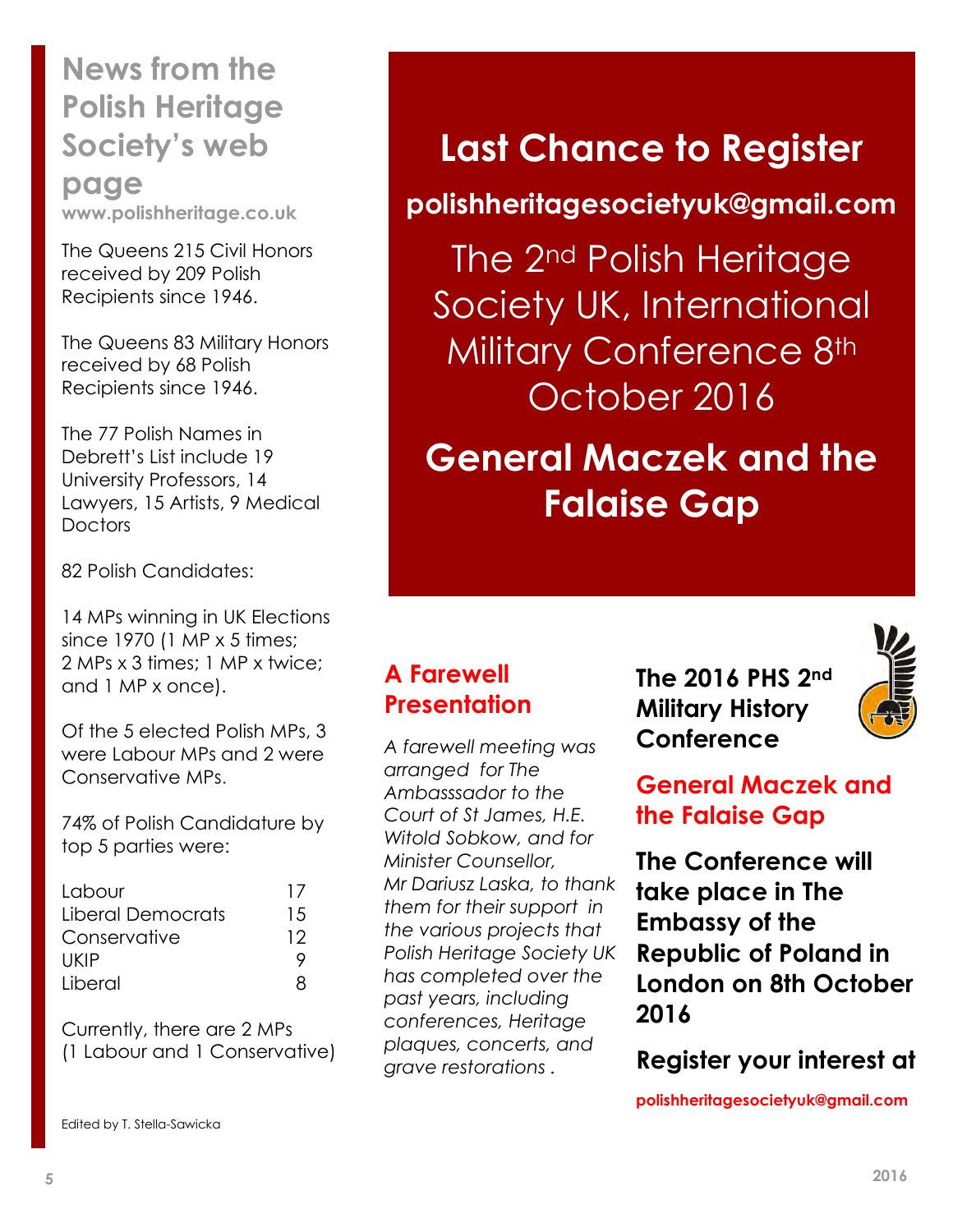## News from the Polish Heritage Society's web page

**www.polishheritage.co.uk**

The Queens 215 Civil Honors received by 209 Polish Recipients since 1946.

The Queens 83 Military Honors received by 68 Polish Recipients since 1946.

The 77 Polish Names in Debrett's List include 19 University Professors, 14 Lawyers, 15 Artists, 9 Medical Doctors

82 Polish Candidates:

14 MPs winning in UK Elections since 1970 (1 MP x 5 times; 2 MPs x 3 times; 1 MP x twice; and 1 MP x once).

Of the 5 elected Polish MPs, 3 were Labour MPs and 2 were Conservative MPs.

74% of Polish Candidature by top 5 parties were:

| | |
|---|---|
| Labour | 17 |
| Liberal Democrats | 15 |
| Conservative | 12 |
| UKIP | 9 |
| Liberal | 8 |

Currently, there are 2 MPs (1 Labour and 1 Conservative)

Edited by T. Stella-Sawicka

# Last Chance to Register

**polishheritagesocietyuk@gmail.com**

The 2nd Polish Heritage Society UK, International Military Conference 8th October 2016

# General Maczek and the Falaise Gap

## A Farewell Presentation

*A farewell meeting was arranged for The Ambasssador to the Court of St James, H.E. Witold Sobkow, and for Minister Counsellor, Mr Dariusz Laska, to thank them for their support in the various projects that Polish Heritage Society UK has completed over the past years, including conferences, Heritage plaques, concerts, and grave restorations .*

## The 2016 PHS 2nd Military History Conference

## General Maczek and the Falaise Gap

**The Conference will take place in The Embassy of the Republic of Poland in London on 8th October 2016**

**Register your interest at**

**polishheritagesocietyuk@gmail.com**